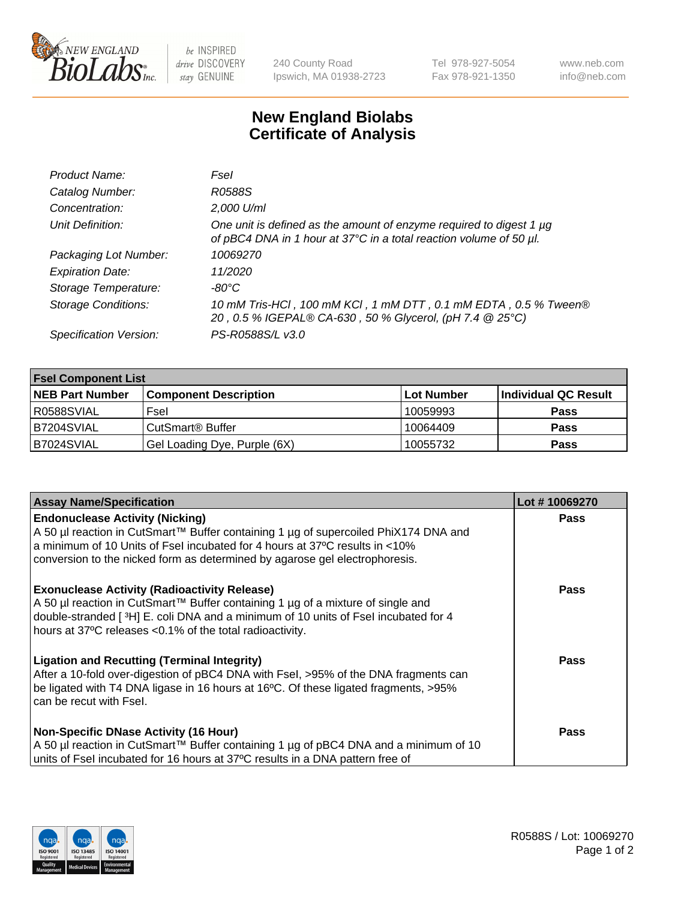NEW ENGLAND BioLabs Inc. — be INSPIRED drive DISCOVERY stay GENUINE

240 County Road
Ipswich, MA 01938-2723

Tel 978-927-5054
Fax 978-921-1350

www.neb.com
info@neb.com

# New England Biolabs Certificate of Analysis

| | |
|---|---|
| *Product Name:* | *FseI* |
| *Catalog Number:* | *R0588S* |
| *Concentration:* | *2,000 U/ml* |
| *Unit Definition:* | *One unit is defined as the amount of enzyme required to digest 1 µg of pBC4 DNA in 1 hour at 37°C in a total reaction volume of 50 µl.* |
| *Packaging Lot Number:* | *10069270* |
| *Expiration Date:* | *11/2020* |
| *Storage Temperature:* | *-80°C* |
| *Storage Conditions:* | *10 mM Tris-HCl , 100 mM KCl , 1 mM DTT , 0.1 mM EDTA , 0.5 % Tween® 20 , 0.5 % IGEPAL® CA-630 , 50 % Glycerol, (pH 7.4 @ 25°C)* |
| *Specification Version:* | *PS-R0588S/L v3.0* |

| **FseI Component List** | | | |
|---|---|---|---|
| **NEB Part Number** | **Component Description** | **Lot Number** | **Individual QC Result** |
| R0588SVIAL | FseI | 10059993 | **Pass** |
| B7204SVIAL | CutSmart® Buffer | 10064409 | **Pass** |
| B7024SVIAL | Gel Loading Dye, Purple (6X) | 10055732 | **Pass** |

| **Assay Name/Specification** | **Lot # 10069270** |
|---|---|
| **Endonuclease Activity (Nicking)** A 50 µl reaction in CutSmart™ Buffer containing 1 µg of supercoiled PhiX174 DNA and a minimum of 10 Units of FseI incubated for 4 hours at 37ºC results in <10% conversion to the nicked form as determined by agarose gel electrophoresis. | **Pass** |
| **Exonuclease Activity (Radioactivity Release)** A 50 µl reaction in CutSmart™ Buffer containing 1 µg of a mixture of single and double-stranded [ $^{3}$H] E. coli DNA and a minimum of 10 units of FseI incubated for 4 hours at 37ºC releases <0.1% of the total radioactivity. | **Pass** |
| **Ligation and Recutting (Terminal Integrity)** After a 10-fold over-digestion of pBC4 DNA with FseI, >95% of the DNA fragments can be ligated with T4 DNA ligase in 16 hours at 16ºC. Of these ligated fragments, >95% can be recut with FseI. | **Pass** |
| **Non-Specific DNase Activity (16 Hour)** A 50 µl reaction in CutSmart™ Buffer containing 1 µg of pBC4 DNA and a minimum of 10 units of FseI incubated for 16 hours at 37ºC results in a DNA pattern free of | **Pass** |

R0588S / Lot: 10069270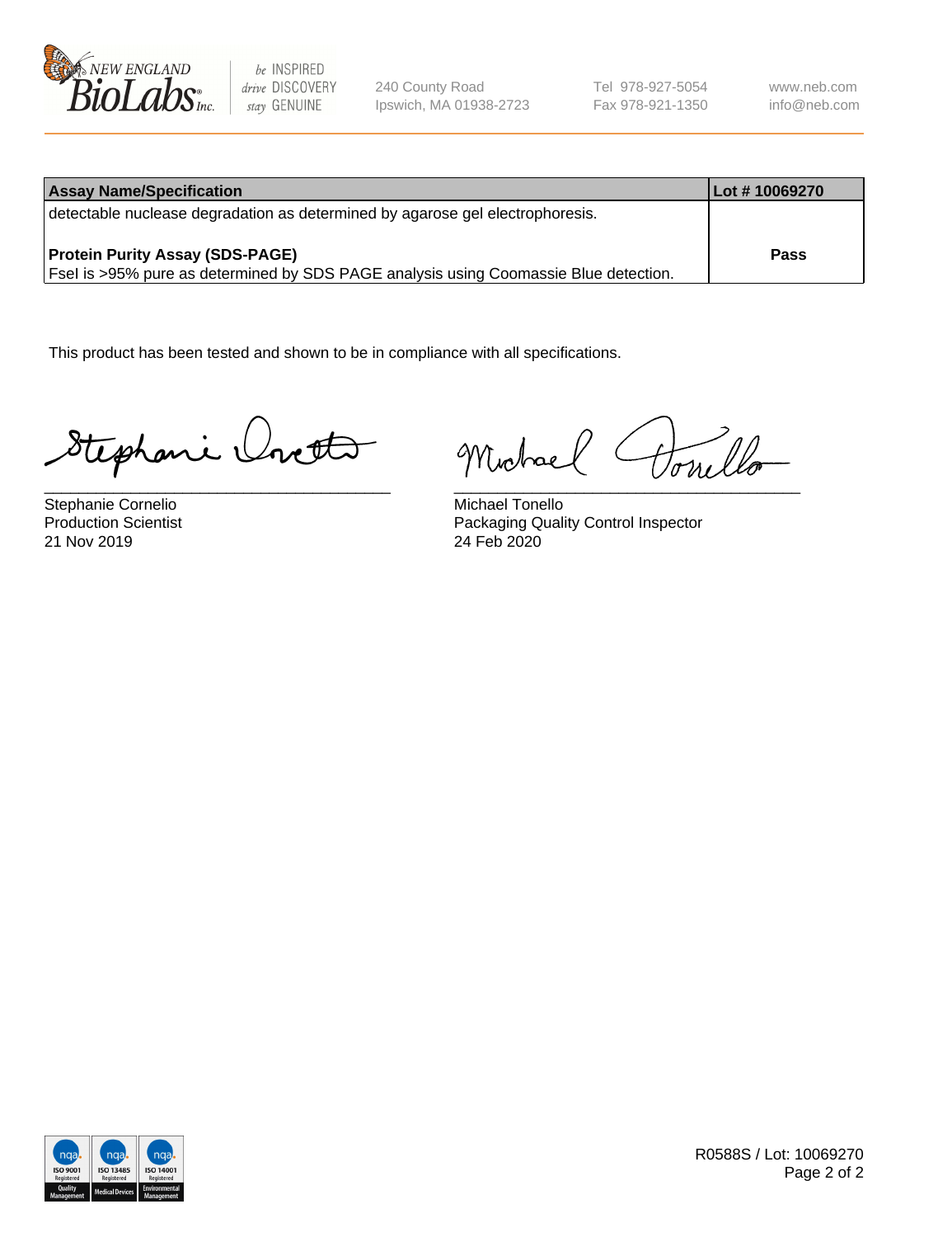| Assay Name/Specification | Lot # 10069270 |
|---|---|
| detectable nuclease degradation as determined by agarose gel electrophoresis. | |
| **Protein Purity Assay (SDS-PAGE)**<br>FseI is >95% pure as determined by SDS PAGE analysis using Coomassie Blue detection. | **Pass** |

This product has been tested and shown to be in compliance with all specifications.

Stephanie Cornelio
Production Scientist
21 Nov 2019

Michael Tonello
Packaging Quality Control Inspector
24 Feb 2020

R0588S / Lot: 10069270